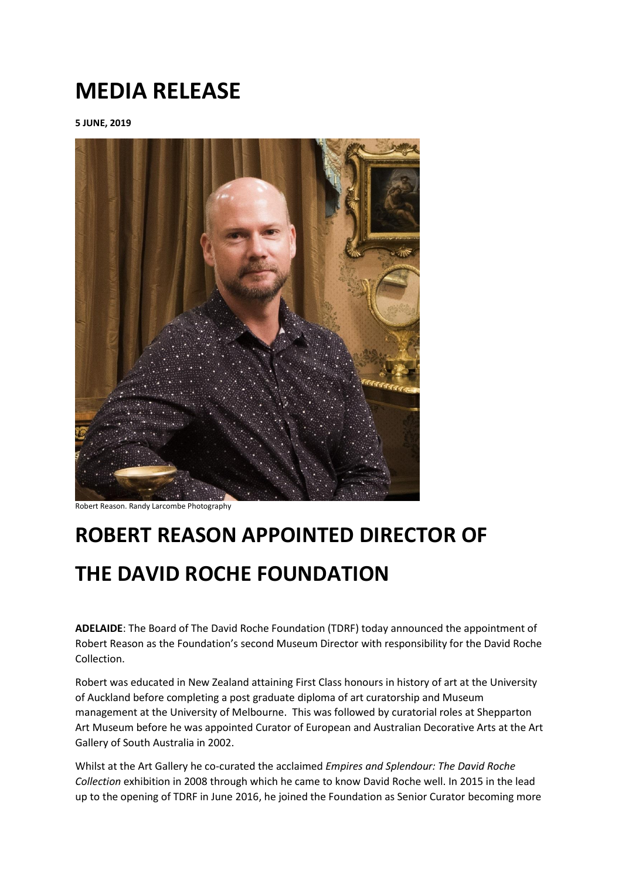# MEDIA RELEASE

**5 JUNE, 2019**

Robert Reason. Randy Larcombe Photography

# ROBERT REASON APPOINTED DIRECTOR OF THE DAVID ROCHE FOUNDATION

**ADELAIDE**: The Board of The David Roche Foundation (TDRF) today announced the appointment of Robert Reason as the Foundation's second Museum Director with responsibility for the David Roche Collection.

Robert was educated in New Zealand attaining First Class honours in history of art at the University of Auckland before completing a post graduate diploma of art curatorship and Museum management at the University of Melbourne. This was followed by curatorial roles at Shepparton Art Museum before he was appointed Curator of European and Australian Decorative Arts at the Art Gallery of South Australia in 2002.

Whilst at the Art Gallery he co-curated the acclaimed *Empires and Splendour: The David Roche Collection* exhibition in 2008 through which he came to know David Roche well. In 2015 in the lead up to the opening of TDRF in June 2016, he joined the Foundation as Senior Curator becoming more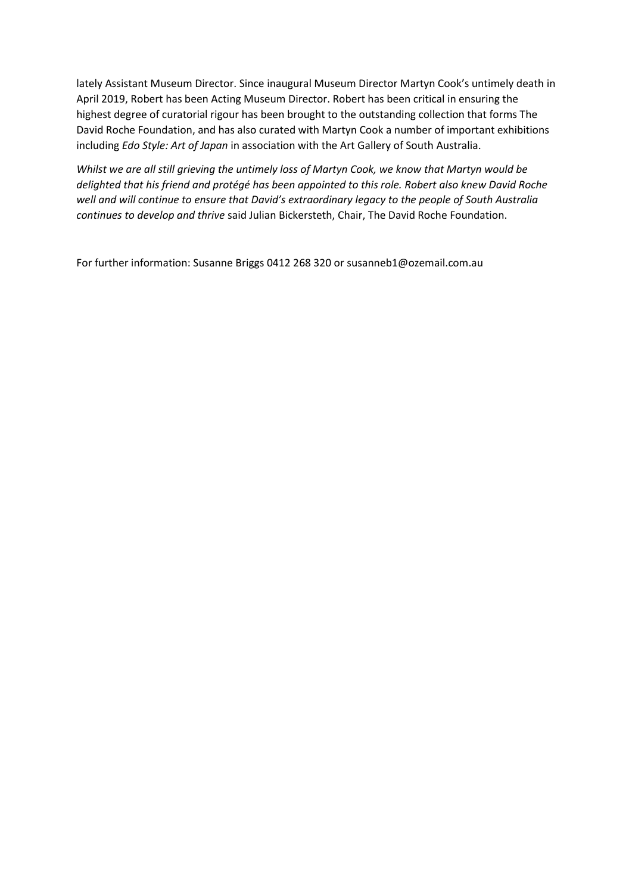lately Assistant Museum Director. Since inaugural Museum Director Martyn Cook's untimely death in April 2019, Robert has been Acting Museum Director. Robert has been critical in ensuring the highest degree of curatorial rigour has been brought to the outstanding collection that forms The David Roche Foundation, and has also curated with Martyn Cook a number of important exhibitions including *Edo Style: Art of Japan* in association with the Art Gallery of South Australia.

*Whilst we are all still grieving the untimely loss of Martyn Cook, we know that Martyn would be delighted that his friend and protégé has been appointed to this role. Robert also knew David Roche well and will continue to ensure that David's extraordinary legacy to the people of South Australia continues to develop and thrive* said Julian Bickersteth, Chair, The David Roche Foundation.

For further information: Susanne Briggs 0412 268 320 or susanneb1@ozemail.com.au